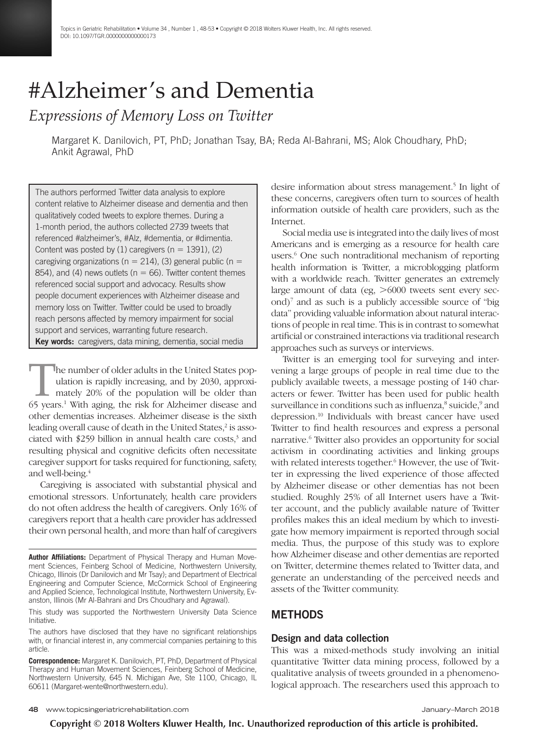# #Alzheimer's and Dementia

## *Expressions of Memory Loss on Twitter*

Margaret K. Danilovich, PT, PhD; Jonathan Tsay, BA; Reda Al-Bahrani, MS; Alok Choudhary, PhD; Ankit Agrawal, PhD

The authors performed Twitter data analysis to explore content relative to Alzheimer disease and dementia and then qualitatively coded tweets to explore themes. During a 1-month period, the authors collected 2739 tweets that referenced #alzheimer's, #Alz, #dementia, or #dimentia. Content was posted by (1) caregivers (n = 1391), (2) caregiving organizations (n = 214), (3) general public (n = 854), and (4) news outlets (n = 66). Twitter content themes referenced social support and advocacy. Results show people document experiences with Alzheimer disease and memory loss on Twitter. Twitter could be used to broadly reach persons affected by memory impairment for social support and services, warranting future research.

**Key words:** caregivers, data mining, dementia, social media

The number of older adults in the United States population is rapidly increasing, and by 2030, approximately 20% of the population will be older than 65 years.[1] With aging, the risk for Alzheimer disease and other dementias increases. Alzheimer disease is the sixth leading overall cause of death in the United States,[2] is associated with $259 billion in annual health care costs,[3] and resulting physical and cognitive deficits often necessitate caregiver support for tasks required for functioning, safety, and well-being.[4]

Caregiving is associated with substantial physical and emotional stressors. Unfortunately, health care providers do not often address the health of caregivers. Only 16% of caregivers report that a health care provider has addressed their own personal health, and more than half of caregivers desire information about stress management.[5] In light of these concerns, caregivers often turn to sources of health information outside of health care providers, such as the Internet.

Social media use is integrated into the daily lives of most Americans and is emerging as a resource for health care users.[6] One such nontraditional mechanism of reporting health information is Twitter, a microblogging platform with a worldwide reach. Twitter generates an extremely large amount of data (eg, >6000 tweets sent every second)[7] and as such is a publicly accessible source of "big data" providing valuable information about natural interactions of people in real time. This is in contrast to somewhat artificial or constrained interactions via traditional research approaches such as surveys or interviews.

Twitter is an emerging tool for surveying and intervening a large groups of people in real time due to the publicly available tweets, a message posting of 140 characters or fewer. Twitter has been used for public health surveillance in conditions such as influenza,[8] suicide,[9] and depression.[10] Individuals with breast cancer have used Twitter to find health resources and express a personal narrative.[6] Twitter also provides an opportunity for social activism in coordinating activities and linking groups with related interests together.[6] However, the use of Twitter in expressing the lived experience of those affected by Alzheimer disease or other dementias has not been studied. Roughly 25% of all Internet users have a Twitter account, and the publicly available nature of Twitter profiles makes this an ideal medium by which to investigate how memory impairment is reported through social media. Thus, the purpose of this study was to explore how Alzheimer disease and other dementias are reported on Twitter, determine themes related to Twitter data, and generate an understanding of the perceived needs and assets of the Twitter community.

## METHODS

### Design and data collection

This was a mixed-methods study involving an initial quantitative Twitter data mining process, followed by a qualitative analysis of tweets grounded in a phenomenological approach. The researchers used this approach to

---

**Author Affiliations:** Department of Physical Therapy and Human Movement Sciences, Feinberg School of Medicine, Northwestern University, Chicago, Illinois (Dr Danilovich and Mr Tsay); and Department of Electrical Engineering and Computer Science, McCormick School of Engineering and Applied Science, Technological Institute, Northwestern University, Evanston, Illinois (Mr Al-Bahrani and Drs Choudhary and Agrawal).

This study was supported the Northwestern University Data Science Initiative.

The authors have disclosed that they have no significant relationships with, or financial interest in, any commercial companies pertaining to this article.

**Correspondence:** Margaret K. Danilovich, PT, PhD, Department of Physical Therapy and Human Movement Sciences, Feinberg School of Medicine, Northwestern University, 645 N. Michigan Ave, Ste 1100, Chicago, IL 60611 (Margaret-wente@northwestern.edu).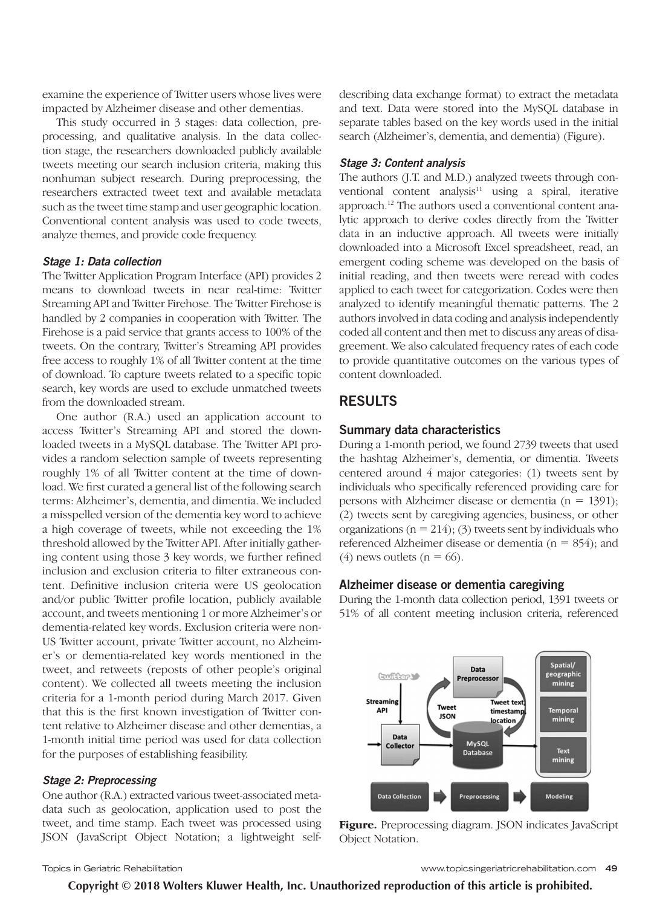examine the experience of Twitter users whose lives were impacted by Alzheimer disease and other dementias.

This study occurred in 3 stages: data collection, preprocessing, and qualitative analysis. In the data collection stage, the researchers downloaded publicly available tweets meeting our search inclusion criteria, making this nonhuman subject research. During preprocessing, the researchers extracted tweet text and available metadata such as the tweet time stamp and user geographic location. Conventional content analysis was used to code tweets, analyze themes, and provide code frequency.

### *Stage 1: Data collection*

The Twitter Application Program Interface (API) provides 2 means to download tweets in near real-time: Twitter Streaming API and Twitter Firehose. The Twitter Firehose is handled by 2 companies in cooperation with Twitter. The Firehose is a paid service that grants access to 100% of the tweets. On the contrary, Twitter's Streaming API provides free access to roughly 1% of all Twitter content at the time of download. To capture tweets related to a specific topic search, key words are used to exclude unmatched tweets from the downloaded stream.

One author (R.A.) used an application account to access Twitter's Streaming API and stored the downloaded tweets in a MySQL database. The Twitter API provides a random selection sample of tweets representing roughly 1% of all Twitter content at the time of download. We first curated a general list of the following search terms: Alzheimer's, dementia, and dimentia. We included a misspelled version of the dementia key word to achieve a high coverage of tweets, while not exceeding the 1% threshold allowed by the Twitter API. After initially gathering content using those 3 key words, we further refined inclusion and exclusion criteria to filter extraneous content. Definitive inclusion criteria were US geolocation and/or public Twitter profile location, publicly available account, and tweets mentioning 1 or more Alzheimer's or dementia-related key words. Exclusion criteria were non-US Twitter account, private Twitter account, no Alzheimer's or dementia-related key words mentioned in the tweet, and retweets (reposts of other people's original content). We collected all tweets meeting the inclusion criteria for a 1-month period during March 2017. Given that this is the first known investigation of Twitter content relative to Alzheimer disease and other dementias, a 1-month initial time period was used for data collection for the purposes of establishing feasibility.

### *Stage 2: Preprocessing*

One author (R.A.) extracted various tweet-associated metadata such as geolocation, application used to post the tweet, and time stamp. Each tweet was processed using JSON (JavaScript Object Notation; a lightweight self-describing data exchange format) to extract the metadata and text. Data were stored into the MySQL database in separate tables based on the key words used in the initial search (Alzheimer's, dementia, and dementia) (Figure).

### *Stage 3: Content analysis*

The authors (J.T. and M.D.) analyzed tweets through conventional content analysis[11] using a spiral, iterative approach.[12] The authors used a conventional content analytic approach to derive codes directly from the Twitter data in an inductive approach. All tweets were initially downloaded into a Microsoft Excel spreadsheet, read, an emergent coding scheme was developed on the basis of initial reading, and then tweets were reread with codes applied to each tweet for categorization. Codes were then analyzed to identify meaningful thematic patterns. The 2 authors involved in data coding and analysis independently coded all content and then met to discuss any areas of disagreement. We also calculated frequency rates of each code to provide quantitative outcomes on the various types of content downloaded.

## RESULTS

### Summary data characteristics

During a 1-month period, we found 2739 tweets that used the hashtag Alzheimer's, dementia, or dimentia. Tweets centered around 4 major categories: (1) tweets sent by individuals who specifically referenced providing care for persons with Alzheimer disease or dementia (n = 1391); (2) tweets sent by caregiving agencies, business, or other organizations (n = 214); (3) tweets sent by individuals who referenced Alzheimer disease or dementia (n = 854); and (4) news outlets (n = 66).

### Alzheimer disease or dementia caregiving

During the 1-month data collection period, 1391 tweets or 51% of all content meeting inclusion criteria, referenced

**Figure.** Preprocessing diagram. JSON indicates JavaScript Object Notation.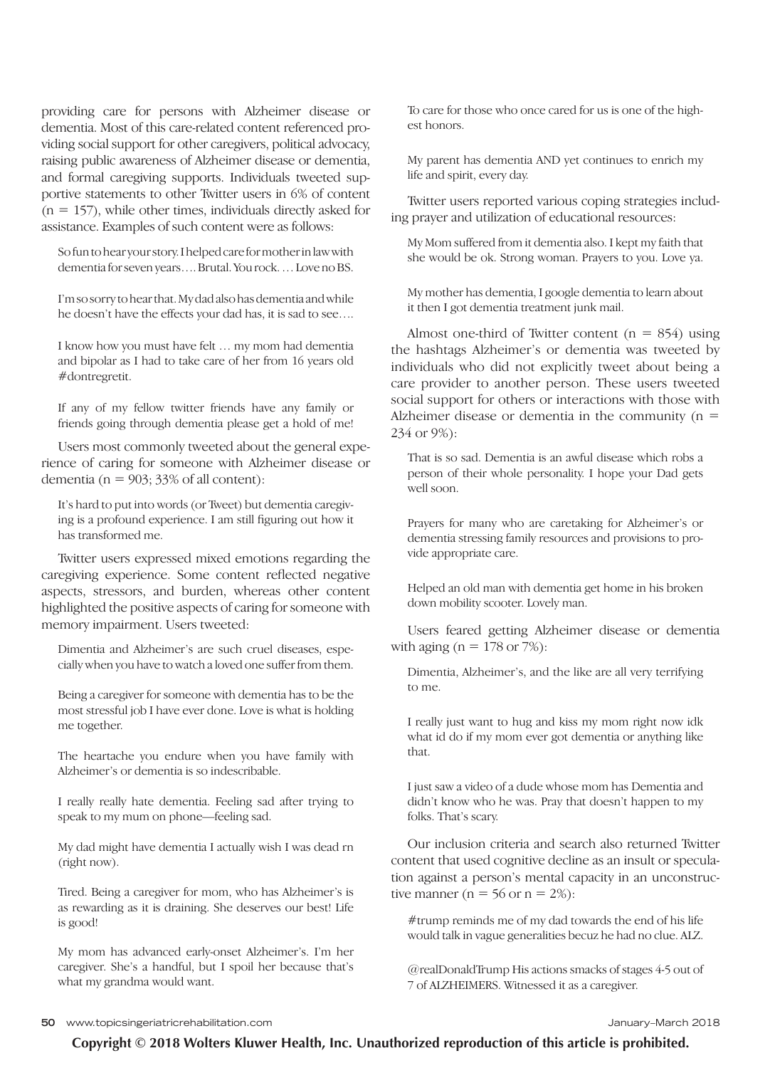providing care for persons with Alzheimer disease or dementia. Most of this care-related content referenced providing social support for other caregivers, political advocacy, raising public awareness of Alzheimer disease or dementia, and formal caregiving supports. Individuals tweeted supportive statements to other Twitter users in 6% of content (n = 157), while other times, individuals directly asked for assistance. Examples of such content were as follows:

> So fun to hear your story. I helped care for mother in law with dementia for seven years…. Brutal. You rock. … Love no BS.

> I'm so sorry to hear that. My dad also has dementia and while he doesn't have the effects your dad has, it is sad to see….

> I know how you must have felt … my mom had dementia and bipolar as I had to take care of her from 16 years old #dontregretit.

> If any of my fellow twitter friends have any family or friends going through dementia please get a hold of me!

Users most commonly tweeted about the general experience of caring for someone with Alzheimer disease or dementia (n = 903; 33% of all content):

> It's hard to put into words (or Tweet) but dementia caregiving is a profound experience. I am still figuring out how it has transformed me.

Twitter users expressed mixed emotions regarding the caregiving experience. Some content reflected negative aspects, stressors, and burden, whereas other content highlighted the positive aspects of caring for someone with memory impairment. Users tweeted:

> Dimentia and Alzheimer's are such cruel diseases, especially when you have to watch a loved one suffer from them.

> Being a caregiver for someone with dementia has to be the most stressful job I have ever done. Love is what is holding me together.

> The heartache you endure when you have family with Alzheimer's or dementia is so indescribable.

> I really really hate dementia. Feeling sad after trying to speak to my mum on phone—feeling sad.

> My dad might have dementia I actually wish I was dead rn (right now).

> Tired. Being a caregiver for mom, who has Alzheimer's is as rewarding as it is draining. She deserves our best! Life is good!

> My mom has advanced early-onset Alzheimer's. I'm her caregiver. She's a handful, but I spoil her because that's what my grandma would want.

> To care for those who once cared for us is one of the highest honors.

> My parent has dementia AND yet continues to enrich my life and spirit, every day.

Twitter users reported various coping strategies including prayer and utilization of educational resources:

> My Mom suffered from it dementia also. I kept my faith that she would be ok. Strong woman. Prayers to you. Love ya.

> My mother has dementia, I google dementia to learn about it then I got dementia treatment junk mail.

Almost one-third of Twitter content (n = 854) using the hashtags Alzheimer's or dementia was tweeted by individuals who did not explicitly tweet about being a care provider to another person. These users tweeted social support for others or interactions with those with Alzheimer disease or dementia in the community (n = 234 or 9%):

> That is so sad. Dementia is an awful disease which robs a person of their whole personality. I hope your Dad gets well soon.

> Prayers for many who are caretaking for Alzheimer's or dementia stressing family resources and provisions to provide appropriate care.

> Helped an old man with dementia get home in his broken down mobility scooter. Lovely man.

Users feared getting Alzheimer disease or dementia with aging (n = 178 or 7%):

> Dimentia, Alzheimer's, and the like are all very terrifying to me.

> I really just want to hug and kiss my mom right now idk what id do if my mom ever got dementia or anything like that.

> I just saw a video of a dude whose mom has Dementia and didn't know who he was. Pray that doesn't happen to my folks. That's scary.

Our inclusion criteria and search also returned Twitter content that used cognitive decline as an insult or speculation against a person's mental capacity in an unconstructive manner (n = 56 or n = 2%):

> #trump reminds me of my dad towards the end of his life would talk in vague generalities becuz he had no clue. ALZ.

> @realDonaldTrump His actions smacks of stages 4-5 out of 7 of ALZHEIMERS. Witnessed it as a caregiver.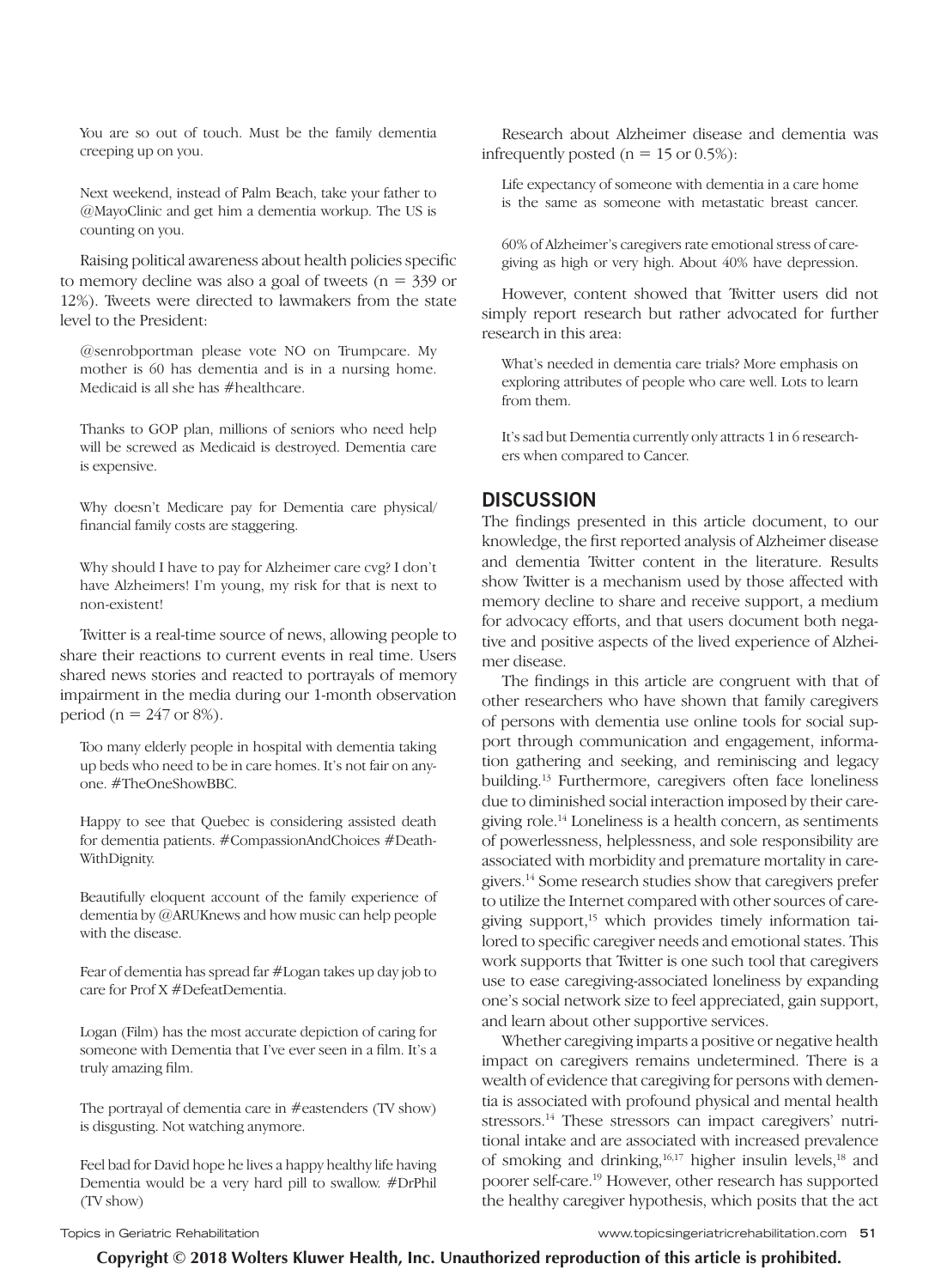You are so out of touch. Must be the family dementia creeping up on you.

Next weekend, instead of Palm Beach, take your father to @MayoClinic and get him a dementia workup. The US is counting on you.

Raising political awareness about health policies specific to memory decline was also a goal of tweets (n = 339 or 12%). Tweets were directed to lawmakers from the state level to the President:

@senrobportman please vote NO on Trumpcare. My mother is 60 has dementia and is in a nursing home. Medicaid is all she has #healthcare.

Thanks to GOP plan, millions of seniors who need help will be screwed as Medicaid is destroyed. Dementia care is expensive.

Why doesn't Medicare pay for Dementia care physical/financial family costs are staggering.

Why should I have to pay for Alzheimer care cvg? I don't have Alzheimers! I'm young, my risk for that is next to non-existent!

Twitter is a real-time source of news, allowing people to share their reactions to current events in real time. Users shared news stories and reacted to portrayals of memory impairment in the media during our 1-month observation period (n = 247 or 8%).

Too many elderly people in hospital with dementia taking up beds who need to be in care homes. It's not fair on anyone. #TheOneShowBBC.

Happy to see that Quebec is considering assisted death for dementia patients. #CompassionAndChoices #DeathWithDignity.

Beautifully eloquent account of the family experience of dementia by @ARUKnews and how music can help people with the disease.

Fear of dementia has spread far #Logan takes up day job to care for Prof X #DefeatDementia.

Logan (Film) has the most accurate depiction of caring for someone with Dementia that I've ever seen in a film. It's a truly amazing film.

The portrayal of dementia care in #eastenders (TV show) is disgusting. Not watching anymore.

Feel bad for David hope he lives a happy healthy life having Dementia would be a very hard pill to swallow. #DrPhil (TV show)

Research about Alzheimer disease and dementia was infrequently posted (n = 15 or 0.5%):

Life expectancy of someone with dementia in a care home is the same as someone with metastatic breast cancer.

60% of Alzheimer's caregivers rate emotional stress of caregiving as high or very high. About 40% have depression.

However, content showed that Twitter users did not simply report research but rather advocated for further research in this area:

What's needed in dementia care trials? More emphasis on exploring attributes of people who care well. Lots to learn from them.

It's sad but Dementia currently only attracts 1 in 6 researchers when compared to Cancer.

## DISCUSSION

The findings presented in this article document, to our knowledge, the first reported analysis of Alzheimer disease and dementia Twitter content in the literature. Results show Twitter is a mechanism used by those affected with memory decline to share and receive support, a medium for advocacy efforts, and that users document both negative and positive aspects of the lived experience of Alzheimer disease.

The findings in this article are congruent with that of other researchers who have shown that family caregivers of persons with dementia use online tools for social support through communication and engagement, information gathering and seeking, and reminiscing and legacy building.[13] Furthermore, caregivers often face loneliness due to diminished social interaction imposed by their caregiving role.[14] Loneliness is a health concern, as sentiments of powerlessness, helplessness, and sole responsibility are associated with morbidity and premature mortality in caregivers.[14] Some research studies show that caregivers prefer to utilize the Internet compared with other sources of caregiving support,[15] which provides timely information tailored to specific caregiver needs and emotional states. This work supports that Twitter is one such tool that caregivers use to ease caregiving-associated loneliness by expanding one's social network size to feel appreciated, gain support, and learn about other supportive services.

Whether caregiving imparts a positive or negative health impact on caregivers remains undetermined. There is a wealth of evidence that caregiving for persons with dementia is associated with profound physical and mental health stressors.[14] These stressors can impact caregivers' nutritional intake and are associated with increased prevalence of smoking and drinking,[16,17] higher insulin levels,[18] and poorer self-care.[19] However, other research has supported the healthy caregiver hypothesis, which posits that the act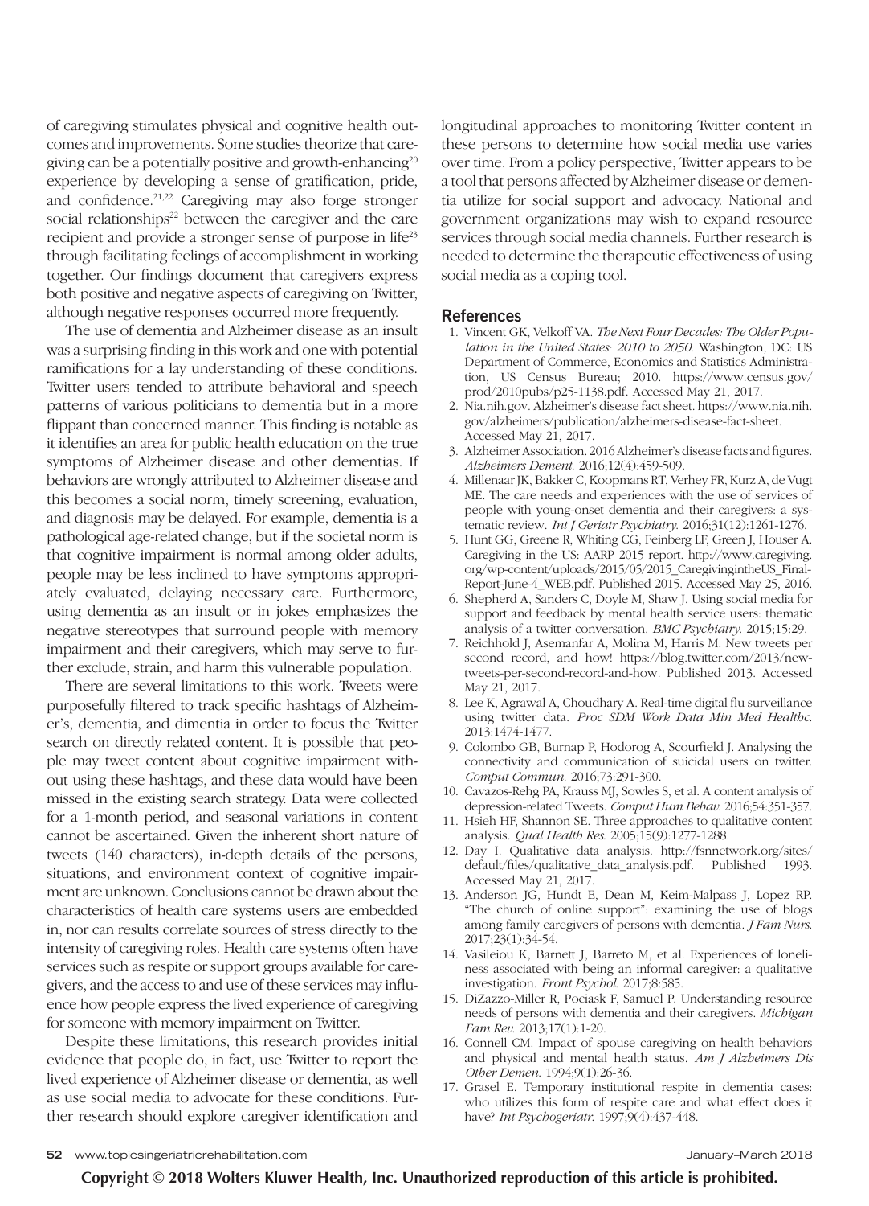of caregiving stimulates physical and cognitive health outcomes and improvements. Some studies theorize that caregiving can be a potentially positive and growth-enhancing[20] experience by developing a sense of gratification, pride, and confidence.[21,22] Caregiving may also forge stronger social relationships[22] between the caregiver and the care recipient and provide a stronger sense of purpose in life[23] through facilitating feelings of accomplishment in working together. Our findings document that caregivers express both positive and negative aspects of caregiving on Twitter, although negative responses occurred more frequently.

The use of dementia and Alzheimer disease as an insult was a surprising finding in this work and one with potential ramifications for a lay understanding of these conditions. Twitter users tended to attribute behavioral and speech patterns of various politicians to dementia but in a more flippant than concerned manner. This finding is notable as it identifies an area for public health education on the true symptoms of Alzheimer disease and other dementias. If behaviors are wrongly attributed to Alzheimer disease and this becomes a social norm, timely screening, evaluation, and diagnosis may be delayed. For example, dementia is a pathological age-related change, but if the societal norm is that cognitive impairment is normal among older adults, people may be less inclined to have symptoms appropriately evaluated, delaying necessary care. Furthermore, using dementia as an insult or in jokes emphasizes the negative stereotypes that surround people with memory impairment and their caregivers, which may serve to further exclude, strain, and harm this vulnerable population.

There are several limitations to this work. Tweets were purposefully filtered to track specific hashtags of Alzheimer's, dementia, and dimentia in order to focus the Twitter search on directly related content. It is possible that people may tweet content about cognitive impairment without using these hashtags, and these data would have been missed in the existing search strategy. Data were collected for a 1-month period, and seasonal variations in content cannot be ascertained. Given the inherent short nature of tweets (140 characters), in-depth details of the persons, situations, and environment context of cognitive impairment are unknown. Conclusions cannot be drawn about the characteristics of health care systems users are embedded in, nor can results correlate sources of stress directly to the intensity of caregiving roles. Health care systems often have services such as respite or support groups available for caregivers, and the access to and use of these services may influence how people express the lived experience of caregiving for someone with memory impairment on Twitter.

Despite these limitations, this research provides initial evidence that people do, in fact, use Twitter to report the lived experience of Alzheimer disease or dementia, as well as use social media to advocate for these conditions. Further research should explore caregiver identification and longitudinal approaches to monitoring Twitter content in these persons to determine how social media use varies over time. From a policy perspective, Twitter appears to be a tool that persons affected by Alzheimer disease or dementia utilize for social support and advocacy. National and government organizations may wish to expand resource services through social media channels. Further research is needed to determine the therapeutic effectiveness of using social media as a coping tool.

## References

1. Vincent GK, Velkoff VA. *The Next Four Decades: The Older Population in the United States: 2010 to 2050*. Washington, DC: US Department of Commerce, Economics and Statistics Administration, US Census Bureau; 2010. https://www.census.gov/prod/2010pubs/p25-1138.pdf. Accessed May 21, 2017.
2. Nia.nih.gov. Alzheimer's disease fact sheet. https://www.nia.nih.gov/alzheimers/publication/alzheimers-disease-fact-sheet. Accessed May 21, 2017.
3. Alzheimer Association. 2016 Alzheimer's disease facts and figures. *Alzheimers Dement.* 2016;12(4):459-509.
4. Millenaar JK, Bakker C, Koopmans RT, Verhey FR, Kurz A, de Vugt ME. The care needs and experiences with the use of services of people with young-onset dementia and their caregivers: a systematic review. *Int J Geriatr Psychiatry.* 2016;31(12):1261-1276.
5. Hunt GG, Greene R, Whiting CG, Feinberg LF, Green J, Houser A. Caregiving in the US: AARP 2015 report. http://www.caregiving.org/wp-content/uploads/2015/05/2015_CaregivingintheUS_Final-Report-June-4_WEB.pdf. Published 2015. Accessed May 25, 2016.
6. Shepherd A, Sanders C, Doyle M, Shaw J. Using social media for support and feedback by mental health service users: thematic analysis of a twitter conversation. *BMC Psychiatry.* 2015;15:29.
7. Reichhold J, Asemanfar A, Molina M, Harris M. New tweets per second record, and how! https://blog.twitter.com/2013/new-tweets-per-second-record-and-how. Published 2013. Accessed May 21, 2017.
8. Lee K, Agrawal A, Choudhary A. Real-time digital flu surveillance using twitter data. *Proc SDM Work Data Min Med Healthc.* 2013:1474-1477.
9. Colombo GB, Burnap P, Hodorog A, Scourfield J. Analysing the connectivity and communication of suicidal users on twitter. *Comput Commun.* 2016;73:291-300.
10. Cavazos-Rehg PA, Krauss MJ, Sowles S, et al. A content analysis of depression-related Tweets. *Comput Hum Behav.* 2016;54:351-357.
11. Hsieh HF, Shannon SE. Three approaches to qualitative content analysis. *Qual Health Res.* 2005;15(9):1277-1288.
12. Day I. Qualitative data analysis. http://fsnnetwork.org/sites/default/files/qualitative_data_analysis.pdf. Published 1993. Accessed May 21, 2017.
13. Anderson JG, Hundt E, Dean M, Keim-Malpass J, Lopez RP. "The church of online support": examining the use of blogs among family caregivers of persons with dementia. *J Fam Nurs.* 2017;23(1):34-54.
14. Vasileiou K, Barnett J, Barreto M, et al. Experiences of loneliness associated with being an informal caregiver: a qualitative investigation. *Front Psychol.* 2017;8:585.
15. DiZazzo-Miller R, Pociask F, Samuel P. Understanding resource needs of persons with dementia and their caregivers. *Michigan Fam Rev.* 2013;17(1):1-20.
16. Connell CM. Impact of spouse caregiving on health behaviors and physical and mental health status. *Am J Alzheimers Dis Other Demen.* 1994;9(1):26-36.
17. Grasel E. Temporary institutional respite in dementia cases: who utilizes this form of respite care and what effect does it have? *Int Psychogeriatr.* 1997;9(4):437-448.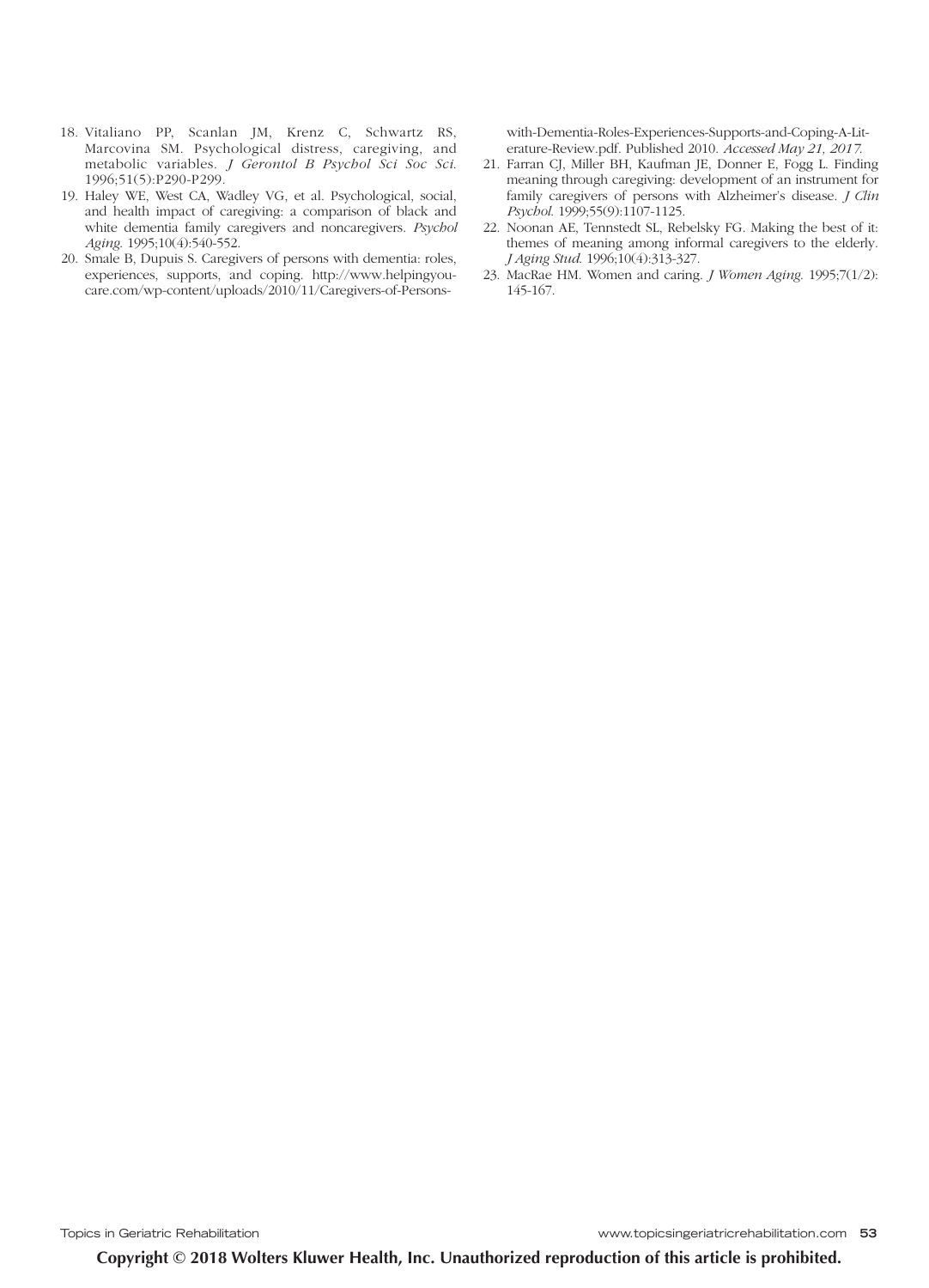18. Vitaliano PP, Scanlan JM, Krenz C, Schwartz RS, Marcovina SM. Psychological distress, caregiving, and metabolic variables. *J Gerontol B Psychol Sci Soc Sci*. 1996;51(5):P290-P299.
19. Haley WE, West CA, Wadley VG, et al. Psychological, social, and health impact of caregiving: a comparison of black and white dementia family caregivers and noncaregivers. *Psychol Aging*. 1995;10(4):540-552.
20. Smale B, Dupuis S. Caregivers of persons with dementia: roles, experiences, supports, and coping. http://www.helpingyoucare.com/wp-content/uploads/2010/11/Caregivers-of-Persons-with-Dementia-Roles-Experiences-Supports-and-Coping-A-Literature-Review.pdf. Published 2010. *Accessed May 21, 2017*.
21. Farran CJ, Miller BH, Kaufman JE, Donner E, Fogg L. Finding meaning through caregiving: development of an instrument for family caregivers of persons with Alzheimer's disease. *J Clin Psychol*. 1999;55(9):1107-1125.
22. Noonan AE, Tennstedt SL, Rebelsky FG. Making the best of it: themes of meaning among informal caregivers to the elderly. *J Aging Stud*. 1996;10(4):313-327.
23. MacRae HM. Women and caring. *J Women Aging*. 1995;7(1/2):145-167.

**Copyright © 2018 Wolters Kluwer Health, Inc. Unauthorized reproduction of this article is prohibited.**